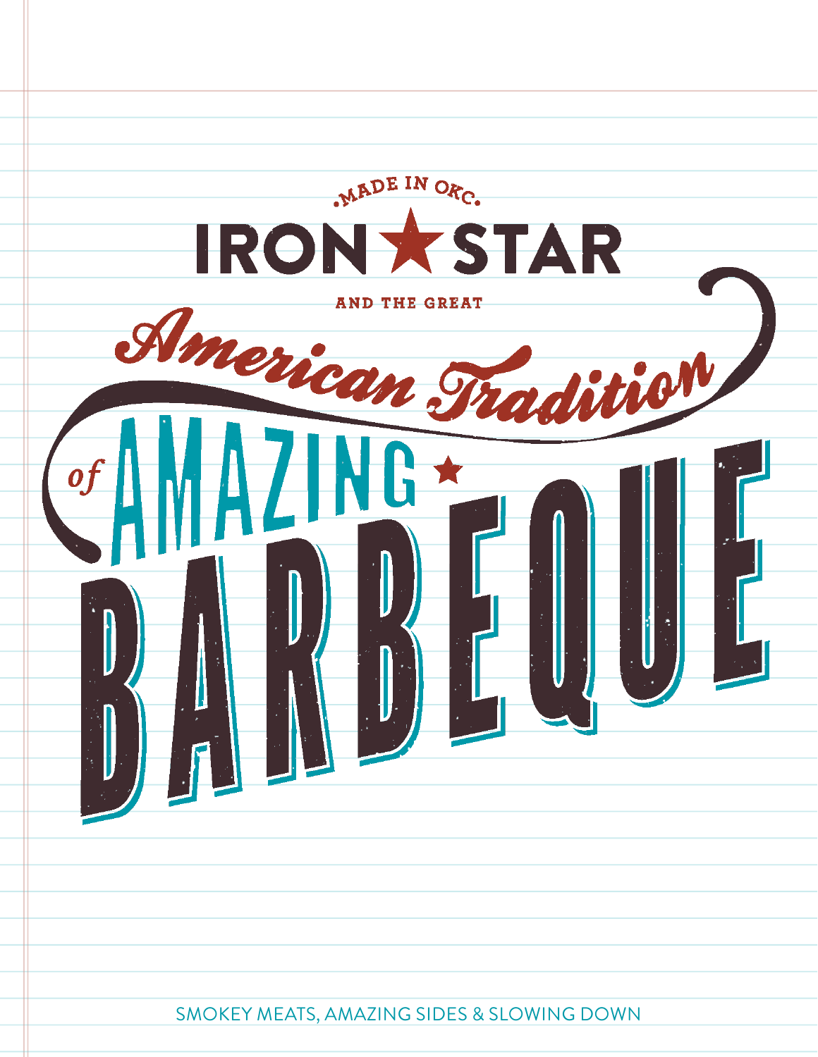MADE IN OKC

# IRON ★ STAR

AND THE GREAT

# American Tradition of AMAZING ★ BARBEQUE

SMOKEY MEATS, AMAZING SIDES & SLOWING DOWN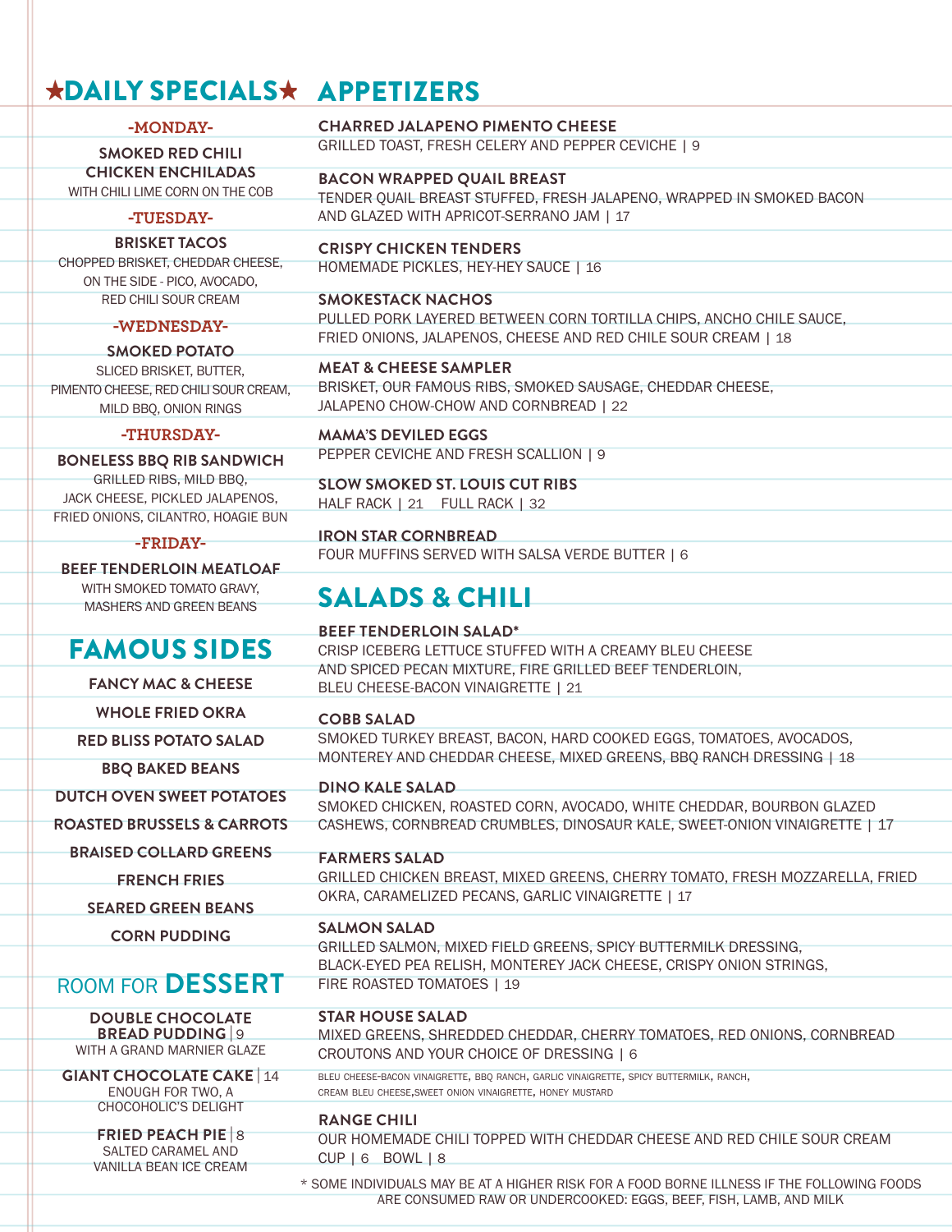## ★DAILY SPECIALS★

### -MONDAY-

**SMOKED RED CHILI CHICKEN ENCHILADAS**
WITH CHILI LIME CORN ON THE COB

### -TUESDAY-

**BRISKET TACOS**
CHOPPED BRISKET, CHEDDAR CHEESE, ON THE SIDE - PICO, AVOCADO, RED CHILI SOUR CREAM

### -WEDNESDAY-

**SMOKED POTATO**
SLICED BRISKET, BUTTER, PIMENTO CHEESE, RED CHILI SOUR CREAM, MILD BBQ, ONION RINGS

### -THURSDAY-

**BONELESS BBQ RIB SANDWICH**
GRILLED RIBS, MILD BBQ, JACK CHEESE, PICKLED JALAPENOS, FRIED ONIONS, CILANTRO, HOAGIE BUN

### -FRIDAY-

**BEEF TENDERLOIN MEATLOAF**
WITH SMOKED TOMATO GRAVY, MASHERS AND GREEN BEANS

## FAMOUS SIDES

**FANCY MAC & CHEESE**

**WHOLE FRIED OKRA**

**RED BLISS POTATO SALAD**

**BBQ BAKED BEANS**

**DUTCH OVEN SWEET POTATOES**

**ROASTED BRUSSELS & CARROTS**

**BRAISED COLLARD GREENS**

**FRENCH FRIES**

**SEARED GREEN BEANS**

**CORN PUDDING**

## ROOM FOR DESSERT

**DOUBLE CHOCOLATE BREAD PUDDING** | 9
WITH A GRAND MARNIER GLAZE

**GIANT CHOCOLATE CAKE** | 14
ENOUGH FOR TWO, A CHOCOHOLIC'S DELIGHT

**FRIED PEACH PIE** | 8
SALTED CARAMEL AND VANILLA BEAN ICE CREAM

## APPETIZERS

**CHARRED JALAPENO PIMENTO CHEESE**
GRILLED TOAST, FRESH CELERY AND PEPPER CEVICHE | 9

**BACON WRAPPED QUAIL BREAST**
TENDER QUAIL BREAST STUFFED, FRESH JALAPENO, WRAPPED IN SMOKED BACON AND GLAZED WITH APRICOT-SERRANO JAM | 17

**CRISPY CHICKEN TENDERS**
HOMEMADE PICKLES, HEY-HEY SAUCE | 16

**SMOKESTACK NACHOS**
PULLED PORK LAYERED BETWEEN CORN TORTILLA CHIPS, ANCHO CHILE SAUCE, FRIED ONIONS, JALAPENOS, CHEESE AND RED CHILE SOUR CREAM | 18

**MEAT & CHEESE SAMPLER**
BRISKET, OUR FAMOUS RIBS, SMOKED SAUSAGE, CHEDDAR CHEESE, JALAPENO CHOW-CHOW AND CORNBREAD | 22

**MAMA'S DEVILED EGGS**
PEPPER CEVICHE AND FRESH SCALLION | 9

**SLOW SMOKED ST. LOUIS CUT RIBS**
HALF RACK | 21 FULL RACK | 32

**IRON STAR CORNBREAD**
FOUR MUFFINS SERVED WITH SALSA VERDE BUTTER | 6

## SALADS & CHILI

**BEEF TENDERLOIN SALAD***
CRISP ICEBERG LETTUCE STUFFED WITH A CREAMY BLEU CHEESE AND SPICED PECAN MIXTURE, FIRE GRILLED BEEF TENDERLOIN, BLEU CHEESE-BACON VINAIGRETTE | 21

**COBB SALAD**
SMOKED TURKEY BREAST, BACON, HARD COOKED EGGS, TOMATOES, AVOCADOS, MONTEREY AND CHEDDAR CHEESE, MIXED GREENS, BBQ RANCH DRESSING | 18

**DINO KALE SALAD**
SMOKED CHICKEN, ROASTED CORN, AVOCADO, WHITE CHEDDAR, BOURBON GLAZED CASHEWS, CORNBREAD CRUMBLES, DINOSAUR KALE, SWEET-ONION VINAIGRETTE | 17

**FARMERS SALAD**
GRILLED CHICKEN BREAST, MIXED GREENS, CHERRY TOMATO, FRESH MOZZARELLA, FRIED OKRA, CARAMELIZED PECANS, GARLIC VINAIGRETTE | 17

**SALMON SALAD**
GRILLED SALMON, MIXED FIELD GREENS, SPICY BUTTERMILK DRESSING, BLACK-EYED PEA RELISH, MONTEREY JACK CHEESE, CRISPY ONION STRINGS, FIRE ROASTED TOMATOES | 19

**STAR HOUSE SALAD**
MIXED GREENS, SHREDDED CHEDDAR, CHERRY TOMATOES, RED ONIONS, CORNBREAD CROUTONS AND YOUR CHOICE OF DRESSING | 6

BLEU CHEESE-BACON VINAIGRETTE, BBQ RANCH, GARLIC VINAIGRETTE, SPICY BUTTERMILK, RANCH, CREAM BLEU CHEESE,SWEET ONION VINAIGRETTE, HONEY MUSTARD

**RANGE CHILI**
OUR HOMEMADE CHILI TOPPED WITH CHEDDAR CHEESE AND RED CHILE SOUR CREAM
CUP | 6 BOWL | 8

* SOME INDIVIDUALS MAY BE AT A HIGHER RISK FOR A FOOD BORNE ILLNESS IF THE FOLLOWING FOODS ARE CONSUMED RAW OR UNDERCOOKED: EGGS, BEEF, FISH, LAMB, AND MILK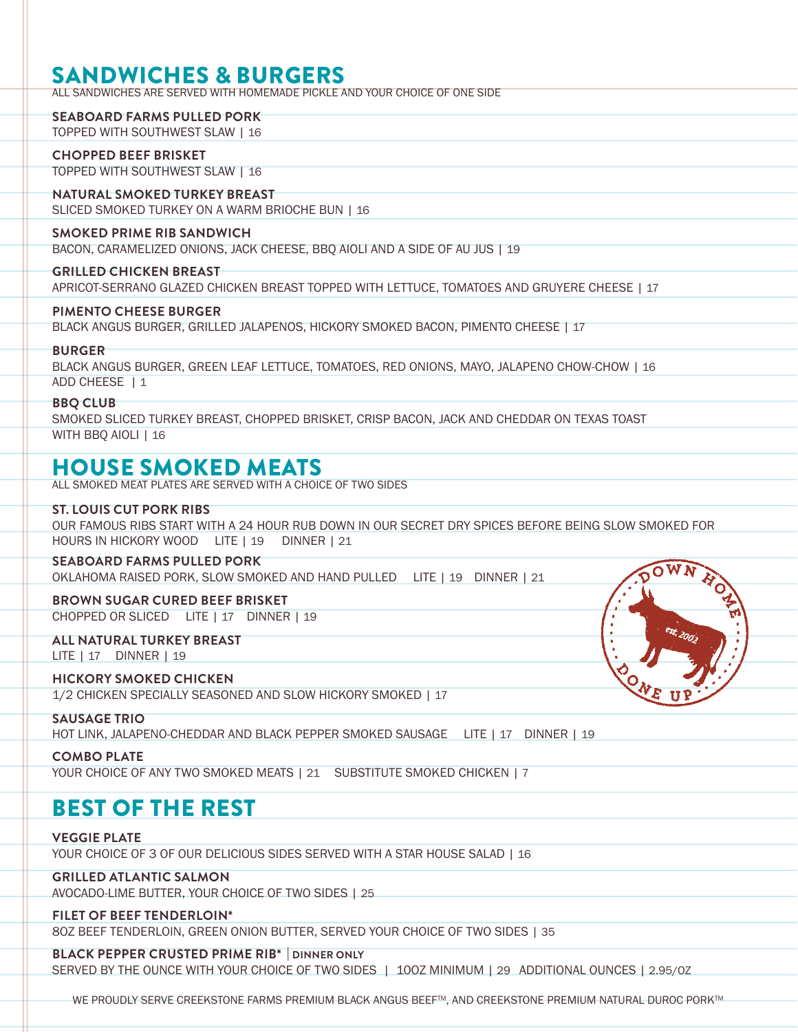## SANDWICHES & BURGERS

ALL SANDWICHES ARE SERVED WITH HOMEMADE PICKLE AND YOUR CHOICE OF ONE SIDE

**SEABOARD FARMS PULLED PORK**
TOPPED WITH SOUTHWEST SLAW | 16

**CHOPPED BEEF BRISKET**
TOPPED WITH SOUTHWEST SLAW | 16

**NATURAL SMOKED TURKEY BREAST**
SLICED SMOKED TURKEY ON A WARM BRIOCHE BUN | 16

**SMOKED PRIME RIB SANDWICH**
BACON, CARAMELIZED ONIONS, JACK CHEESE, BBQ AIOLI AND A SIDE OF AU JUS | 19

**GRILLED CHICKEN BREAST**
APRICOT-SERRANO GLAZED CHICKEN BREAST TOPPED WITH LETTUCE, TOMATOES AND GRUYERE CHEESE | 17

**PIMENTO CHEESE BURGER**
BLACK ANGUS BURGER, GRILLED JALAPENOS, HICKORY SMOKED BACON, PIMENTO CHEESE | 17

**BURGER**
BLACK ANGUS BURGER, GREEN LEAF LETTUCE, TOMATOES, RED ONIONS, MAYO, JALAPENO CHOW-CHOW | 16
ADD CHEESE | 1

**BBQ CLUB**
SMOKED SLICED TURKEY BREAST, CHOPPED BRISKET, CRISP BACON, JACK AND CHEDDAR ON TEXAS TOAST WITH BBQ AIOLI | 16

## HOUSE SMOKED MEATS

ALL SMOKED MEAT PLATES ARE SERVED WITH A CHOICE OF TWO SIDES

**ST. LOUIS CUT PORK RIBS**
OUR FAMOUS RIBS START WITH A 24 HOUR RUB DOWN IN OUR SECRET DRY SPICES BEFORE BEING SLOW SMOKED FOR HOURS IN HICKORY WOOD LITE | 19 DINNER | 21

**SEABOARD FARMS PULLED PORK**
OKLAHOMA RAISED PORK, SLOW SMOKED AND HAND PULLED LITE | 19 DINNER | 21

**BROWN SUGAR CURED BEEF BRISKET**
CHOPPED OR SLICED LITE | 17 DINNER | 19

**ALL NATURAL TURKEY BREAST**
LITE | 17 DINNER | 19

**HICKORY SMOKED CHICKEN**
1/2 CHICKEN SPECIALLY SEASONED AND SLOW HICKORY SMOKED | 17

**SAUSAGE TRIO**
HOT LINK, JALAPENO-CHEDDAR AND BLACK PEPPER SMOKED SAUSAGE LITE | 17 DINNER | 19

**COMBO PLATE**
YOUR CHOICE OF ANY TWO SMOKED MEATS | 21 SUBSTITUTE SMOKED CHICKEN | 7

DOWN HOME est. 2002 DONE UP

## BEST OF THE REST

**VEGGIE PLATE**
YOUR CHOICE OF 3 OF OUR DELICIOUS SIDES SERVED WITH A STAR HOUSE SALAD | 16

**GRILLED ATLANTIC SALMON**
AVOCADO-LIME BUTTER, YOUR CHOICE OF TWO SIDES | 25

**FILET OF BEEF TENDERLOIN***
8OZ BEEF TENDERLOIN, GREEN ONION BUTTER, SERVED YOUR CHOICE OF TWO SIDES | 35

**BLACK PEPPER CRUSTED PRIME RIB*** | **DINNER ONLY**
SERVED BY THE OUNCE WITH YOUR CHOICE OF TWO SIDES | 10OZ MINIMUM | 29 ADDITIONAL OUNCES | 2.95/OZ

WE PROUDLY SERVE CREEKSTONE FARMS PREMIUM BLACK ANGUS BEEF™, AND CREEKSTONE PREMIUM NATURAL DUROC PORK™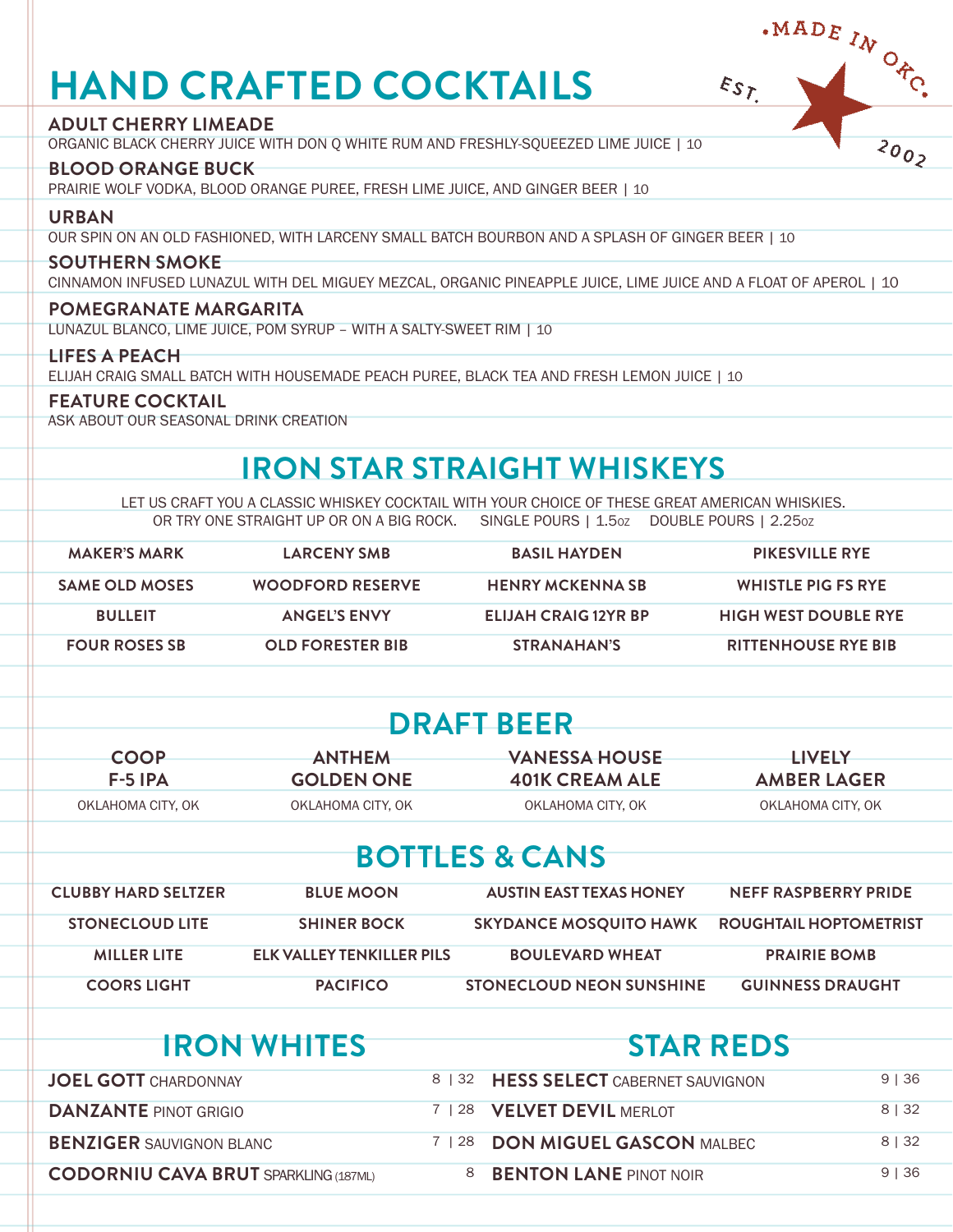# HAND CRAFTED COCKTAILS

•MADE IN OKC•
EST. 2002

**ADULT CHERRY LIMEADE**
ORGANIC BLACK CHERRY JUICE WITH DON Q WHITE RUM AND FRESHLY-SQUEEZED LIME JUICE | 10

**BLOOD ORANGE BUCK**
PRAIRIE WOLF VODKA, BLOOD ORANGE PUREE, FRESH LIME JUICE, AND GINGER BEER | 10

**URBAN**
OUR SPIN ON AN OLD FASHIONED, WITH LARCENY SMALL BATCH BOURBON AND A SPLASH OF GINGER BEER | 10

**SOUTHERN SMOKE**
CINNAMON INFUSED LUNAZUL WITH DEL MIGUEY MEZCAL, ORGANIC PINEAPPLE JUICE, LIME JUICE AND A FLOAT OF APEROL | 10

**POMEGRANATE MARGARITA**
LUNAZUL BLANCO, LIME JUICE, POM SYRUP – WITH A SALTY-SWEET RIM | 10

**LIFES A PEACH**
ELIJAH CRAIG SMALL BATCH WITH HOUSEMADE PEACH PUREE, BLACK TEA AND FRESH LEMON JUICE | 10

**FEATURE COCKTAIL**
ASK ABOUT OUR SEASONAL DRINK CREATION

## IRON STAR STRAIGHT WHISKEYS

LET US CRAFT YOU A CLASSIC WHISKEY COCKTAIL WITH YOUR CHOICE OF THESE GREAT AMERICAN WHISKIES.
OR TRY ONE STRAIGHT UP OR ON A BIG ROCK. SINGLE POURS | 1.5oz DOUBLE POURS | 2.25oz

| | | | |
|---|---|---|---|
| MAKER'S MARK | LARCENY SMB | BASIL HAYDEN | PIKESVILLE RYE |
| SAME OLD MOSES | WOODFORD RESERVE | HENRY MCKENNA SB | WHISTLE PIG FS RYE |
| BULLEIT | ANGEL'S ENVY | ELIJAH CRAIG 12YR BP | HIGH WEST DOUBLE RYE |
| FOUR ROSES SB | OLD FORESTER BIB | STRANAHAN'S | RITTENHOUSE RYE BIB |

## DRAFT BEER

| | | | |
|---|---|---|---|
| **COOP F-5 IPA** | **ANTHEM GOLDEN ONE** | **VANESSA HOUSE 401K CREAM ALE** | **LIVELY AMBER LAGER** |
| OKLAHOMA CITY, OK | OKLAHOMA CITY, OK | OKLAHOMA CITY, OK | OKLAHOMA CITY, OK |

## BOTTLES & CANS

| | | | |
|---|---|---|---|
| CLUBBY HARD SELTZER | BLUE MOON | AUSTIN EAST TEXAS HONEY | NEFF RASPBERRY PRIDE |
| STONECLOUD LITE | SHINER BOCK | SKYDANCE MOSQUITO HAWK | ROUGHTAIL HOPTOMETRIST |
| MILLER LITE | ELK VALLEY TENKILLER PILS | BOULEVARD WHEAT | PRAIRIE BOMB |
| COORS LIGHT | PACIFICO | STONECLOUD NEON SUNSHINE | GUINNESS DRAUGHT |

## IRON WHITES

| | |
|---|---|
| **JOEL GOTT** CHARDONNAY | 8 \| 32 |
| **DANZANTE** PINOT GRIGIO | 7 \| 28 |
| **BENZIGER** SAUVIGNON BLANC | 7 \| 28 |
| **CODORNIU CAVA BRUT** SPARKLING (187ML) | 8 |

## STAR REDS

| | |
|---|---|
| **HESS SELECT** CABERNET SAUVIGNON | 9 \| 36 |
| **VELVET DEVIL** MERLOT | 8 \| 32 |
| **DON MIGUEL GASCON** MALBEC | 8 \| 32 |
| **BENTON LANE** PINOT NOIR | 9 \| 36 |